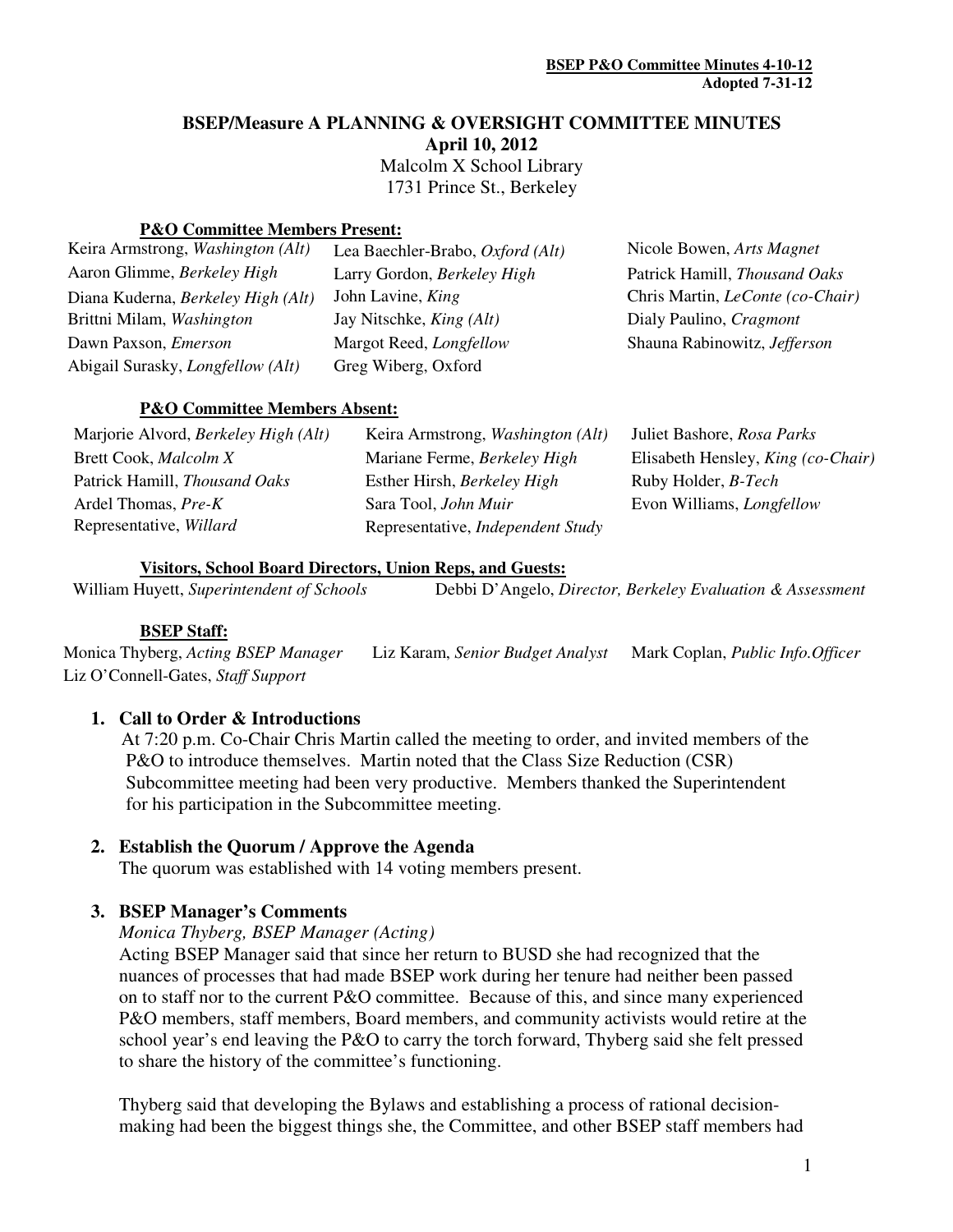**BSEP P&O Committee Minutes 4-10-12**
**Adopted 7-31-12**

# BSEP/Measure A PLANNING & OVERSIGHT COMMITTEE MINUTES

**April 10, 2012**

Malcolm X School Library
1731 Prince St., Berkeley

### P&O Committee Members Present:

| | | |
|---|---|---|
| Keira Armstrong, *Washington (Alt)* | Lea Baechler-Brabo, *Oxford (Alt)* | Nicole Bowen, *Arts Magnet* |
| Aaron Glimme, *Berkeley High* | Larry Gordon, *Berkeley High* | Patrick Hamill, *Thousand Oaks* |
| Diana Kuderna, *Berkeley High (Alt)* | John Lavine, *King* | Chris Martin, *LeConte (co-Chair)* |
| Brittni Milam, *Washington* | Jay Nitschke, *King (Alt)* | Dialy Paulino, *Cragmont* |
| Dawn Paxson, *Emerson* | Margot Reed, *Longfellow* | Shauna Rabinowitz, *Jefferson* |
| Abigail Surasky, *Longfellow (Alt)* | Greg Wiberg, Oxford | |

### P&O Committee Members Absent:

| | | |
|---|---|---|
| Marjorie Alvord, *Berkeley High (Alt)* | Keira Armstrong, *Washington (Alt)* | Juliet Bashore, *Rosa Parks* |
| Brett Cook, *Malcolm X* | Mariane Ferme, *Berkeley High* | Elisabeth Hensley, *King (co-Chair)* |
| Patrick Hamill, *Thousand Oaks* | Esther Hirsh, *Berkeley High* | Ruby Holder, *B-Tech* |
| Ardel Thomas, *Pre-K* | Sara Tool, *John Muir* | Evon Williams, *Longfellow* |
| Representative, *Willard* | Representative, *Independent Study* | |

### Visitors, School Board Directors, Union Reps, and Guests:

William Huyett, *Superintendent of Schools* Debbi D'Angelo, *Director, Berkeley Evaluation & Assessment*

### BSEP Staff:

Monica Thyberg, *Acting BSEP Manager* Liz Karam, *Senior Budget Analyst* Mark Coplan, *Public Info.Officer*
Liz O'Connell-Gates, *Staff Support*

1. **Call to Order & Introductions**
   At 7:20 p.m. Co-Chair Chris Martin called the meeting to order, and invited members of the P&O to introduce themselves. Martin noted that the Class Size Reduction (CSR) Subcommittee meeting had been very productive. Members thanked the Superintendent for his participation in the Subcommittee meeting.

2. **Establish the Quorum / Approve the Agenda**
   The quorum was established with 14 voting members present.

3. **BSEP Manager's Comments**
   *Monica Thyberg, BSEP Manager (Acting)*
   Acting BSEP Manager said that since her return to BUSD she had recognized that the nuances of processes that had made BSEP work during her tenure had neither been passed on to staff nor to the current P&O committee. Because of this, and since many experienced P&O members, staff members, Board members, and community activists would retire at the school year's end leaving the P&O to carry the torch forward, Thyberg said she felt pressed to share the history of the committee's functioning.

   Thyberg said that developing the Bylaws and establishing a process of rational decision-making had been the biggest things she, the Committee, and other BSEP staff members had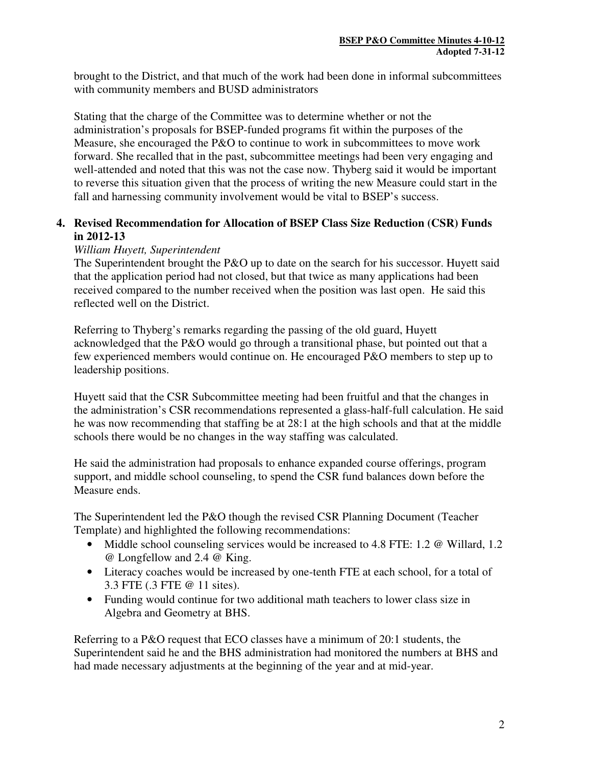brought to the District, and that much of the work had been done in informal subcommittees with community members and BUSD administrators

Stating that the charge of the Committee was to determine whether or not the administration's proposals for BSEP-funded programs fit within the purposes of the Measure, she encouraged the P&O to continue to work in subcommittees to move work forward. She recalled that in the past, subcommittee meetings had been very engaging and well-attended and noted that this was not the case now. Thyberg said it would be important to reverse this situation given that the process of writing the new Measure could start in the fall and harnessing community involvement would be vital to BSEP's success.

### 4. Revised Recommendation for Allocation of BSEP Class Size Reduction (CSR) Funds in 2012-13

*William Huyett, Superintendent*

The Superintendent brought the P&O up to date on the search for his successor. Huyett said that the application period had not closed, but that twice as many applications had been received compared to the number received when the position was last open. He said this reflected well on the District.

Referring to Thyberg's remarks regarding the passing of the old guard, Huyett acknowledged that the P&O would go through a transitional phase, but pointed out that a few experienced members would continue on. He encouraged P&O members to step up to leadership positions.

Huyett said that the CSR Subcommittee meeting had been fruitful and that the changes in the administration's CSR recommendations represented a glass-half-full calculation. He said he was now recommending that staffing be at 28:1 at the high schools and that at the middle schools there would be no changes in the way staffing was calculated.

He said the administration had proposals to enhance expanded course offerings, program support, and middle school counseling, to spend the CSR fund balances down before the Measure ends.

The Superintendent led the P&O though the revised CSR Planning Document (Teacher Template) and highlighted the following recommendations:

- Middle school counseling services would be increased to 4.8 FTE: 1.2 @ Willard, 1.2 @ Longfellow and 2.4 @ King.
- Literacy coaches would be increased by one-tenth FTE at each school, for a total of 3.3 FTE (.3 FTE @ 11 sites).
- Funding would continue for two additional math teachers to lower class size in Algebra and Geometry at BHS.

Referring to a P&O request that ECO classes have a minimum of 20:1 students, the Superintendent said he and the BHS administration had monitored the numbers at BHS and had made necessary adjustments at the beginning of the year and at mid-year.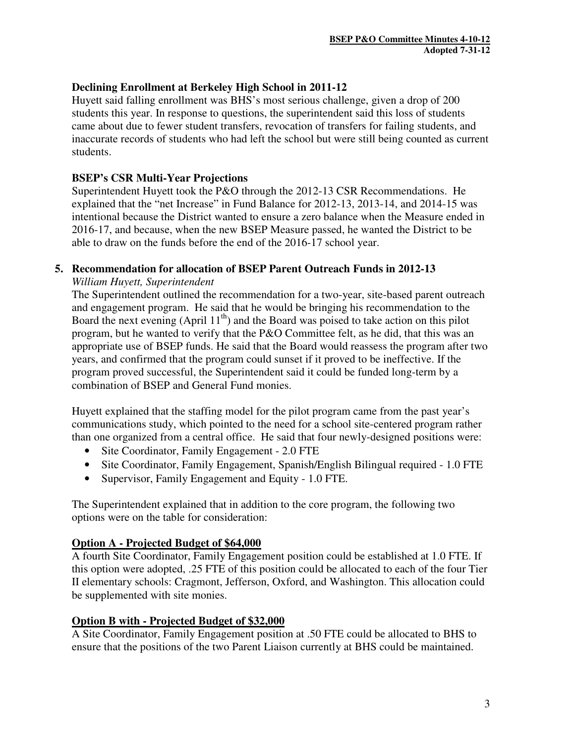**Declining Enrollment at Berkeley High School in 2011-12**

Huyett said falling enrollment was BHS's most serious challenge, given a drop of 200 students this year. In response to questions, the superintendent said this loss of students came about due to fewer student transfers, revocation of transfers for failing students, and inaccurate records of students who had left the school but were still being counted as current students.

**BSEP's CSR Multi-Year Projections**

Superintendent Huyett took the P&O through the 2012-13 CSR Recommendations. He explained that the "net Increase" in Fund Balance for 2012-13, 2013-14, and 2014-15 was intentional because the District wanted to ensure a zero balance when the Measure ended in 2016-17, and because, when the new BSEP Measure passed, he wanted the District to be able to draw on the funds before the end of the 2016-17 school year.

**5. Recommendation for allocation of BSEP Parent Outreach Funds in 2012-13**

*William Huyett, Superintendent*

The Superintendent outlined the recommendation for a two-year, site-based parent outreach and engagement program. He said that he would be bringing his recommendation to the Board the next evening (April 11th) and the Board was poised to take action on this pilot program, but he wanted to verify that the P&O Committee felt, as he did, that this was an appropriate use of BSEP funds. He said that the Board would reassess the program after two years, and confirmed that the program could sunset if it proved to be ineffective. If the program proved successful, the Superintendent said it could be funded long-term by a combination of BSEP and General Fund monies.

Huyett explained that the staffing model for the pilot program came from the past year's communications study, which pointed to the need for a school site-centered program rather than one organized from a central office. He said that four newly-designed positions were:

- Site Coordinator, Family Engagement - 2.0 FTE
- Site Coordinator, Family Engagement, Spanish/English Bilingual required - 1.0 FTE
- Supervisor, Family Engagement and Equity - 1.0 FTE.

The Superintendent explained that in addition to the core program, the following two options were on the table for consideration:

**Option A - Projected Budget of $64,000**

A fourth Site Coordinator, Family Engagement position could be established at 1.0 FTE. If this option were adopted, .25 FTE of this position could be allocated to each of the four Tier II elementary schools: Cragmont, Jefferson, Oxford, and Washington. This allocation could be supplemented with site monies.

**Option B with - Projected Budget of $32,000**

A Site Coordinator, Family Engagement position at .50 FTE could be allocated to BHS to ensure that the positions of the two Parent Liaison currently at BHS could be maintained.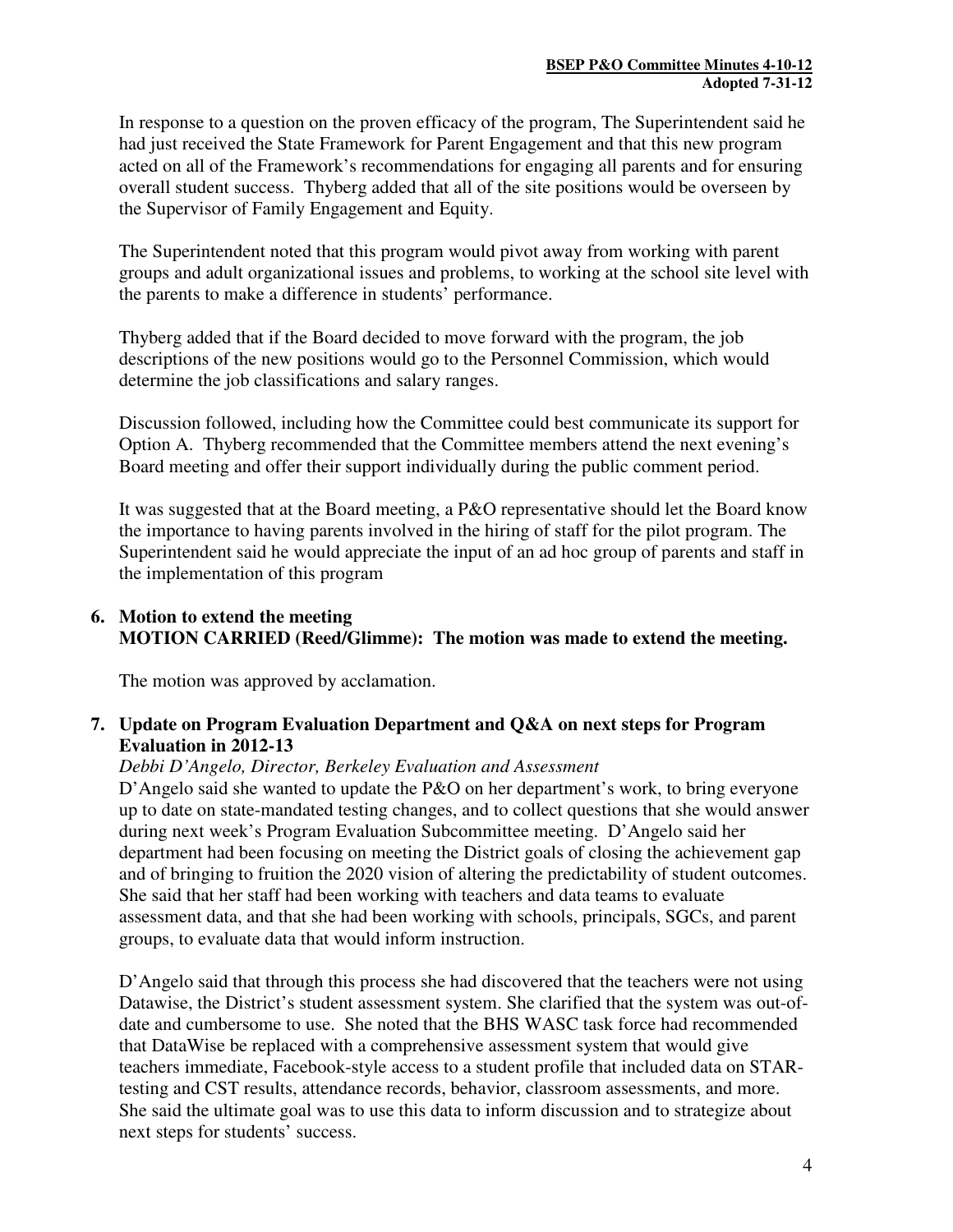In response to a question on the proven efficacy of the program, The Superintendent said he had just received the State Framework for Parent Engagement and that this new program acted on all of the Framework's recommendations for engaging all parents and for ensuring overall student success. Thyberg added that all of the site positions would be overseen by the Supervisor of Family Engagement and Equity.

The Superintendent noted that this program would pivot away from working with parent groups and adult organizational issues and problems, to working at the school site level with the parents to make a difference in students' performance.

Thyberg added that if the Board decided to move forward with the program, the job descriptions of the new positions would go to the Personnel Commission, which would determine the job classifications and salary ranges.

Discussion followed, including how the Committee could best communicate its support for Option A. Thyberg recommended that the Committee members attend the next evening's Board meeting and offer their support individually during the public comment period.

It was suggested that at the Board meeting, a P&O representative should let the Board know the importance to having parents involved in the hiring of staff for the pilot program. The Superintendent said he would appreciate the input of an ad hoc group of parents and staff in the implementation of this program

**6. Motion to extend the meeting**
**MOTION CARRIED (Reed/Glimme): The motion was made to extend the meeting.**

The motion was approved by acclamation.

**7. Update on Program Evaluation Department and Q&A on next steps for Program Evaluation in 2012-13**

*Debbi D'Angelo, Director, Berkeley Evaluation and Assessment*

D'Angelo said she wanted to update the P&O on her department's work, to bring everyone up to date on state-mandated testing changes, and to collect questions that she would answer during next week's Program Evaluation Subcommittee meeting. D'Angelo said her department had been focusing on meeting the District goals of closing the achievement gap and of bringing to fruition the 2020 vision of altering the predictability of student outcomes. She said that her staff had been working with teachers and data teams to evaluate assessment data, and that she had been working with schools, principals, SGCs, and parent groups, to evaluate data that would inform instruction.

D'Angelo said that through this process she had discovered that the teachers were not using Datawise, the District's student assessment system. She clarified that the system was out-of-date and cumbersome to use. She noted that the BHS WASC task force had recommended that DataWise be replaced with a comprehensive assessment system that would give teachers immediate, Facebook-style access to a student profile that included data on STAR-testing and CST results, attendance records, behavior, classroom assessments, and more. She said the ultimate goal was to use this data to inform discussion and to strategize about next steps for students' success.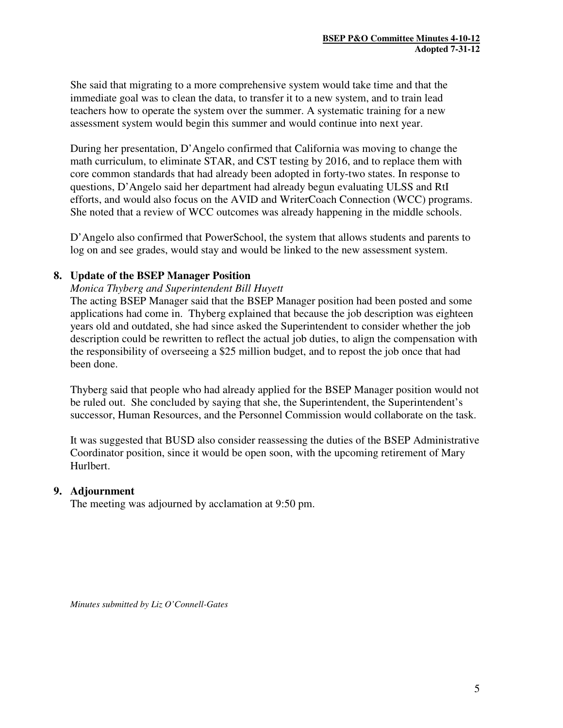She said that migrating to a more comprehensive system would take time and that the immediate goal was to clean the data, to transfer it to a new system, and to train lead teachers how to operate the system over the summer. A systematic training for a new assessment system would begin this summer and would continue into next year.

During her presentation, D'Angelo confirmed that California was moving to change the math curriculum, to eliminate STAR, and CST testing by 2016, and to replace them with core common standards that had already been adopted in forty-two states. In response to questions, D'Angelo said her department had already begun evaluating ULSS and RtI efforts, and would also focus on the AVID and WriterCoach Connection (WCC) programs. She noted that a review of WCC outcomes was already happening in the middle schools.

D'Angelo also confirmed that PowerSchool, the system that allows students and parents to log on and see grades, would stay and would be linked to the new assessment system.

## 8. Update of the BSEP Manager Position

*Monica Thyberg and Superintendent Bill Huyett*

The acting BSEP Manager said that the BSEP Manager position had been posted and some applications had come in. Thyberg explained that because the job description was eighteen years old and outdated, she had since asked the Superintendent to consider whether the job description could be rewritten to reflect the actual job duties, to align the compensation with the responsibility of overseeing a $25 million budget, and to repost the job once that had been done.

Thyberg said that people who had already applied for the BSEP Manager position would not be ruled out. She concluded by saying that she, the Superintendent, the Superintendent's successor, Human Resources, and the Personnel Commission would collaborate on the task.

It was suggested that BUSD also consider reassessing the duties of the BSEP Administrative Coordinator position, since it would be open soon, with the upcoming retirement of Mary Hurlbert.

## 9. Adjournment

The meeting was adjourned by acclamation at 9:50 pm.

*Minutes submitted by Liz O'Connell-Gates*